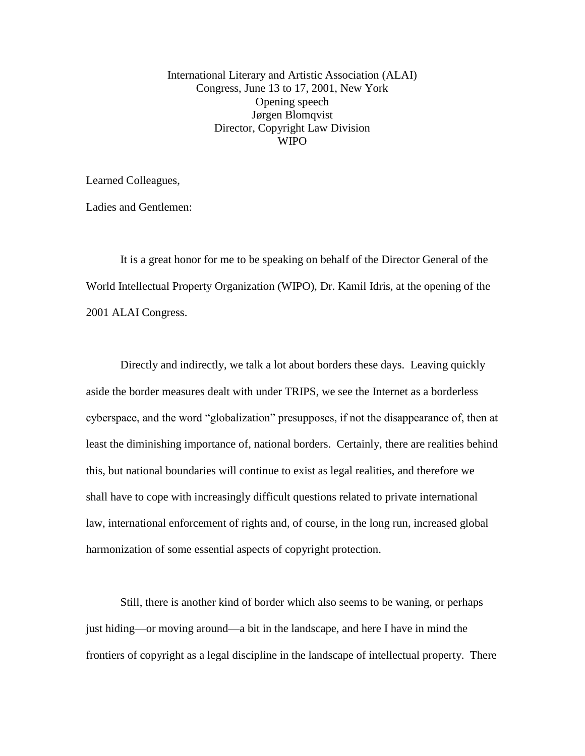International Literary and Artistic Association (ALAI)
Congress, June 13 to 17, 2001, New York
Opening speech
Jørgen Blomqvist
Director, Copyright Law Division
WIPO

Learned Colleagues,

Ladies and Gentlemen:

It is a great honor for me to be speaking on behalf of the Director General of the World Intellectual Property Organization (WIPO), Dr. Kamil Idris, at the opening of the 2001 ALAI Congress.

Directly and indirectly, we talk a lot about borders these days. Leaving quickly aside the border measures dealt with under TRIPS, we see the Internet as a borderless cyberspace, and the word "globalization" presupposes, if not the disappearance of, then at least the diminishing importance of, national borders. Certainly, there are realities behind this, but national boundaries will continue to exist as legal realities, and therefore we shall have to cope with increasingly difficult questions related to private international law, international enforcement of rights and, of course, in the long run, increased global harmonization of some essential aspects of copyright protection.

Still, there is another kind of border which also seems to be waning, or perhaps just hiding—or moving around—a bit in the landscape, and here I have in mind the frontiers of copyright as a legal discipline in the landscape of intellectual property. There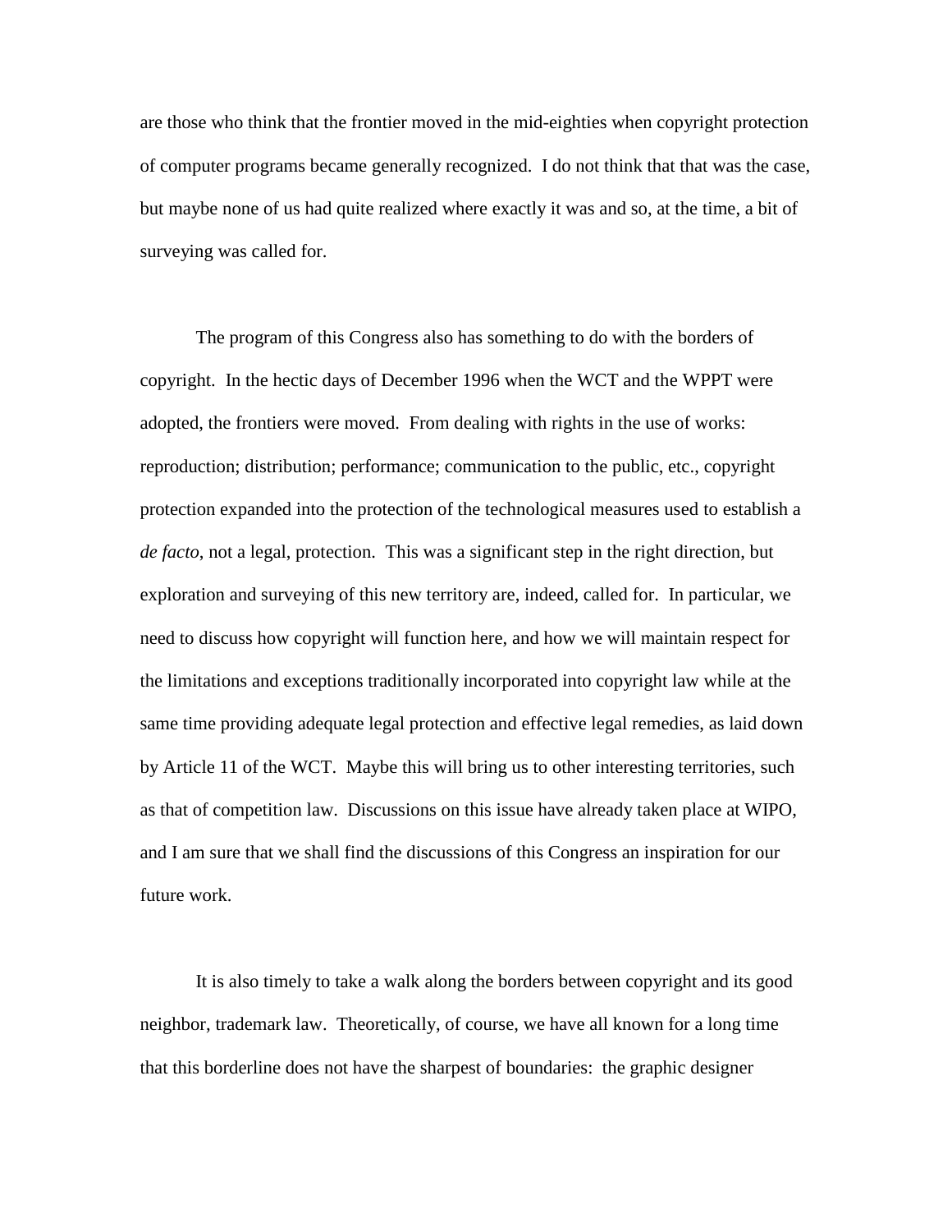are those who think that the frontier moved in the mid-eighties when copyright protection of computer programs became generally recognized. I do not think that that was the case, but maybe none of us had quite realized where exactly it was and so, at the time, a bit of surveying was called for.

The program of this Congress also has something to do with the borders of copyright. In the hectic days of December 1996 when the WCT and the WPPT were adopted, the frontiers were moved. From dealing with rights in the use of works: reproduction; distribution; performance; communication to the public, etc., copyright protection expanded into the protection of the technological measures used to establish a *de facto*, not a legal, protection. This was a significant step in the right direction, but exploration and surveying of this new territory are, indeed, called for. In particular, we need to discuss how copyright will function here, and how we will maintain respect for the limitations and exceptions traditionally incorporated into copyright law while at the same time providing adequate legal protection and effective legal remedies, as laid down by Article 11 of the WCT. Maybe this will bring us to other interesting territories, such as that of competition law. Discussions on this issue have already taken place at WIPO, and I am sure that we shall find the discussions of this Congress an inspiration for our future work.

It is also timely to take a walk along the borders between copyright and its good neighbor, trademark law. Theoretically, of course, we have all known for a long time that this borderline does not have the sharpest of boundaries: the graphic designer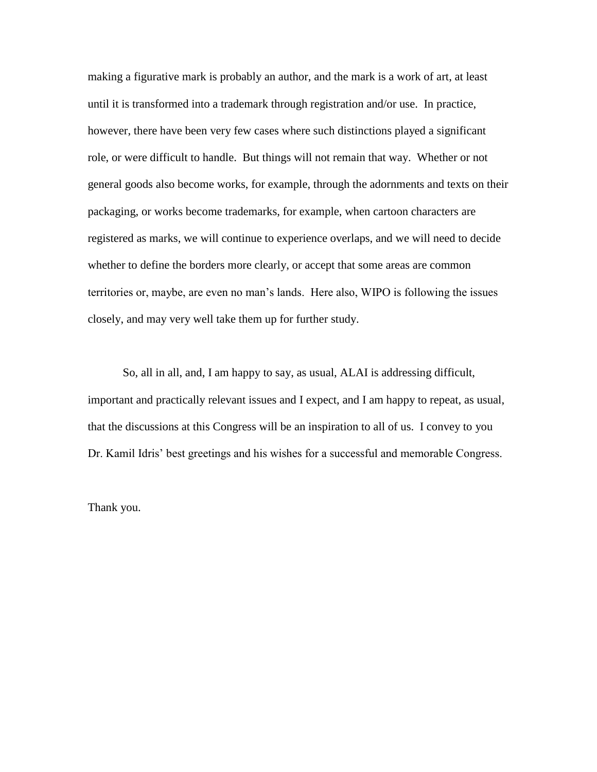making a figurative mark is probably an author, and the mark is a work of art, at least until it is transformed into a trademark through registration and/or use. In practice, however, there have been very few cases where such distinctions played a significant role, or were difficult to handle. But things will not remain that way. Whether or not general goods also become works, for example, through the adornments and texts on their packaging, or works become trademarks, for example, when cartoon characters are registered as marks, we will continue to experience overlaps, and we will need to decide whether to define the borders more clearly, or accept that some areas are common territories or, maybe, are even no man's lands. Here also, WIPO is following the issues closely, and may very well take them up for further study.

So, all in all, and, I am happy to say, as usual, ALAI is addressing difficult, important and practically relevant issues and I expect, and I am happy to repeat, as usual, that the discussions at this Congress will be an inspiration to all of us. I convey to you Dr. Kamil Idris' best greetings and his wishes for a successful and memorable Congress.

Thank you.